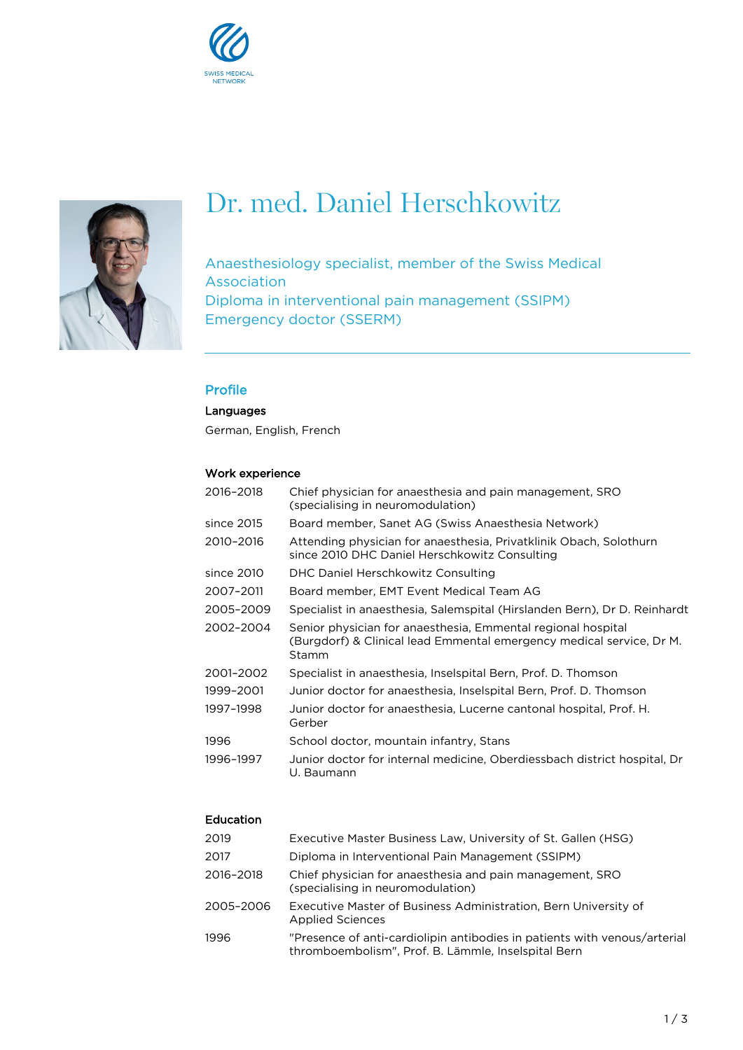SWISS MEDICAL NETWORK

# Dr. med. Daniel Herschkowitz

Anaesthesiology specialist, member of the Swiss Medical Association
Diploma in interventional pain management (SSIPM)
Emergency doctor (SSERM)

## Profile

### Languages

German, English, French

### Work experience

| | |
|---|---|
| 2016–2018 | Chief physician for anaesthesia and pain management, SRO (specialising in neuromodulation) |
| since 2015 | Board member, Sanet AG (Swiss Anaesthesia Network) |
| 2010–2016 | Attending physician for anaesthesia, Privatklinik Obach, Solothurn since 2010 DHC Daniel Herschkowitz Consulting |
| since 2010 | DHC Daniel Herschkowitz Consulting |
| 2007–2011 | Board member, EMT Event Medical Team AG |
| 2005–2009 | Specialist in anaesthesia, Salemspital (Hirslanden Bern), Dr D. Reinhardt |
| 2002–2004 | Senior physician for anaesthesia, Emmental regional hospital (Burgdorf) & Clinical lead Emmental emergency medical service, Dr M. Stamm |
| 2001–2002 | Specialist in anaesthesia, Inselspital Bern, Prof. D. Thomson |
| 1999–2001 | Junior doctor for anaesthesia, Inselspital Bern, Prof. D. Thomson |
| 1997–1998 | Junior doctor for anaesthesia, Lucerne cantonal hospital, Prof. H. Gerber |
| 1996 | School doctor, mountain infantry, Stans |
| 1996–1997 | Junior doctor for internal medicine, Oberdiessbach district hospital, Dr U. Baumann |

### Education

| | |
|---|---|
| 2019 | Executive Master Business Law, University of St. Gallen (HSG) |
| 2017 | Diploma in Interventional Pain Management (SSIPM) |
| 2016–2018 | Chief physician for anaesthesia and pain management, SRO (specialising in neuromodulation) |
| 2005–2006 | Executive Master of Business Administration, Bern University of Applied Sciences |
| 1996 | "Presence of anti-cardiolipin antibodies in patients with venous/arterial thromboembolism", Prof. B. Lämmle, Inselspital Bern |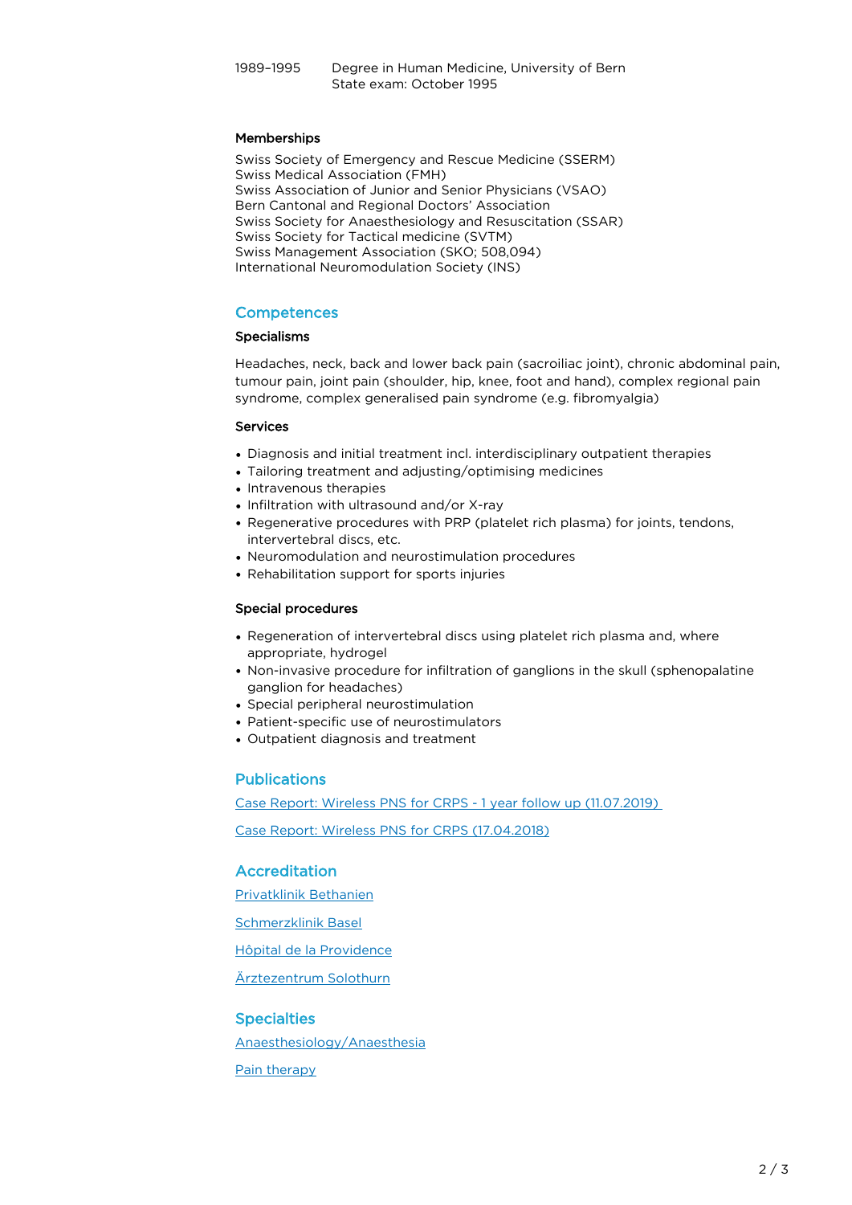1989–1995 Degree in Human Medicine, University of Bern
State exam: October 1995

**Memberships**

Swiss Society of Emergency and Rescue Medicine (SSERM)
Swiss Medical Association (FMH)
Swiss Association of Junior and Senior Physicians (VSAO)
Bern Cantonal and Regional Doctors' Association
Swiss Society for Anaesthesiology and Resuscitation (SSAR)
Swiss Society for Tactical medicine (SVTM)
Swiss Management Association (SKO; 508,094)
International Neuromodulation Society (INS)

## Competences

### Specialisms

Headaches, neck, back and lower back pain (sacroiliac joint), chronic abdominal pain, tumour pain, joint pain (shoulder, hip, knee, foot and hand), complex regional pain syndrome, complex generalised pain syndrome (e.g. fibromyalgia)

### Services

- Diagnosis and initial treatment incl. interdisciplinary outpatient therapies
- Tailoring treatment and adjusting/optimising medicines
- Intravenous therapies
- Infiltration with ultrasound and/or X-ray
- Regenerative procedures with PRP (platelet rich plasma) for joints, tendons, intervertebral discs, etc.
- Neuromodulation and neurostimulation procedures
- Rehabilitation support for sports injuries

### Special procedures

- Regeneration of intervertebral discs using platelet rich plasma and, where appropriate, hydrogel
- Non-invasive procedure for infiltration of ganglions in the skull (sphenopalatine ganglion for headaches)
- Special peripheral neurostimulation
- Patient-specific use of neurostimulators
- Outpatient diagnosis and treatment

## Publications

Case Report: Wireless PNS for CRPS - 1 year follow up (11.07.2019)

Case Report: Wireless PNS for CRPS (17.04.2018)

## Accreditation

Privatklinik Bethanien

Schmerzklinik Basel

Hôpital de la Providence

Ärztezentrum Solothurn

## Specialties

Anaesthesiology/Anaesthesia

Pain therapy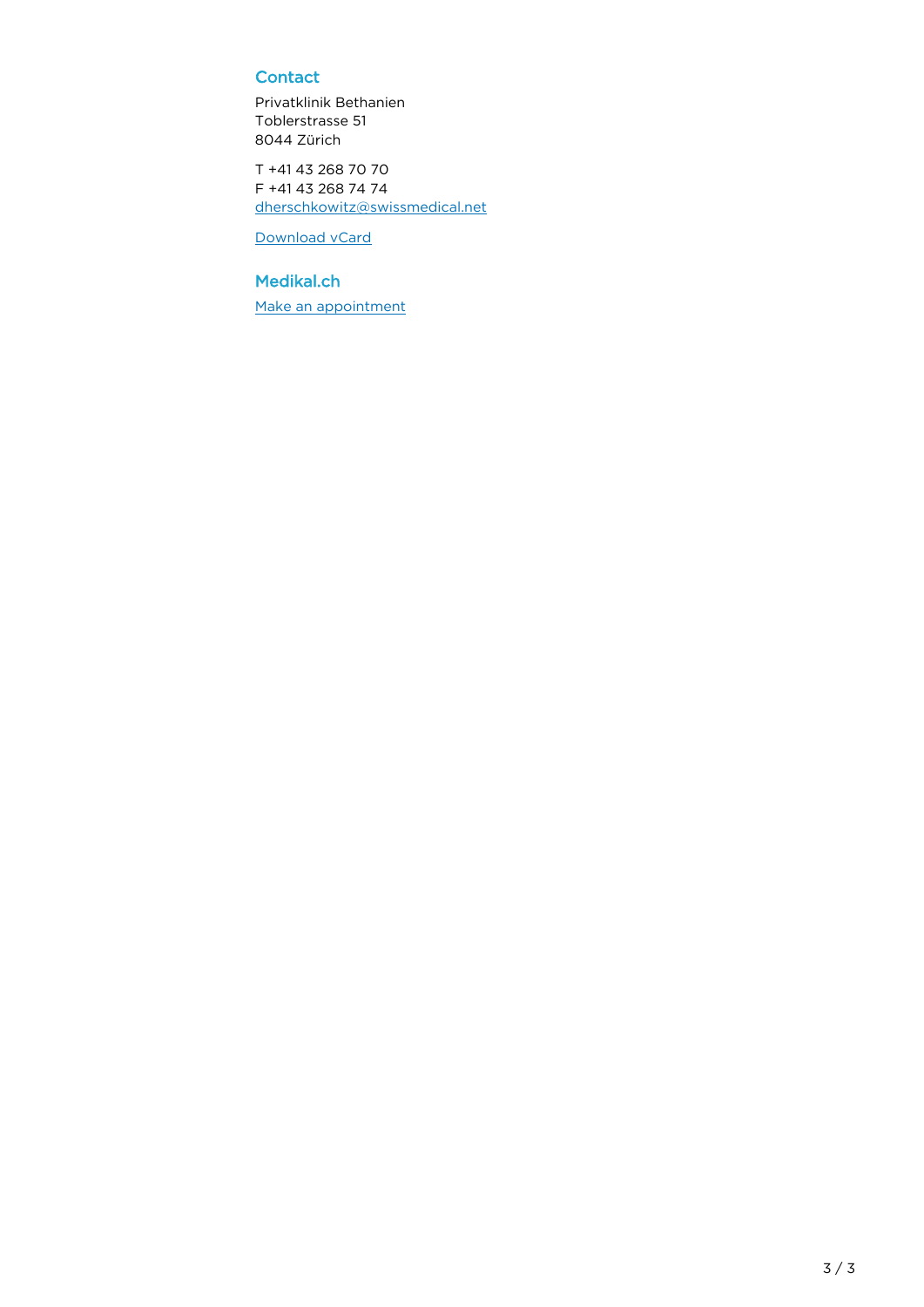## Contact

Privatklinik Bethanien
Toblerstrasse 51
8044 Zürich

T +41 43 268 70 70
F +41 43 268 74 74
dherschkowitz@swissmedical.net

Download vCard

## Medikal.ch

Make an appointment